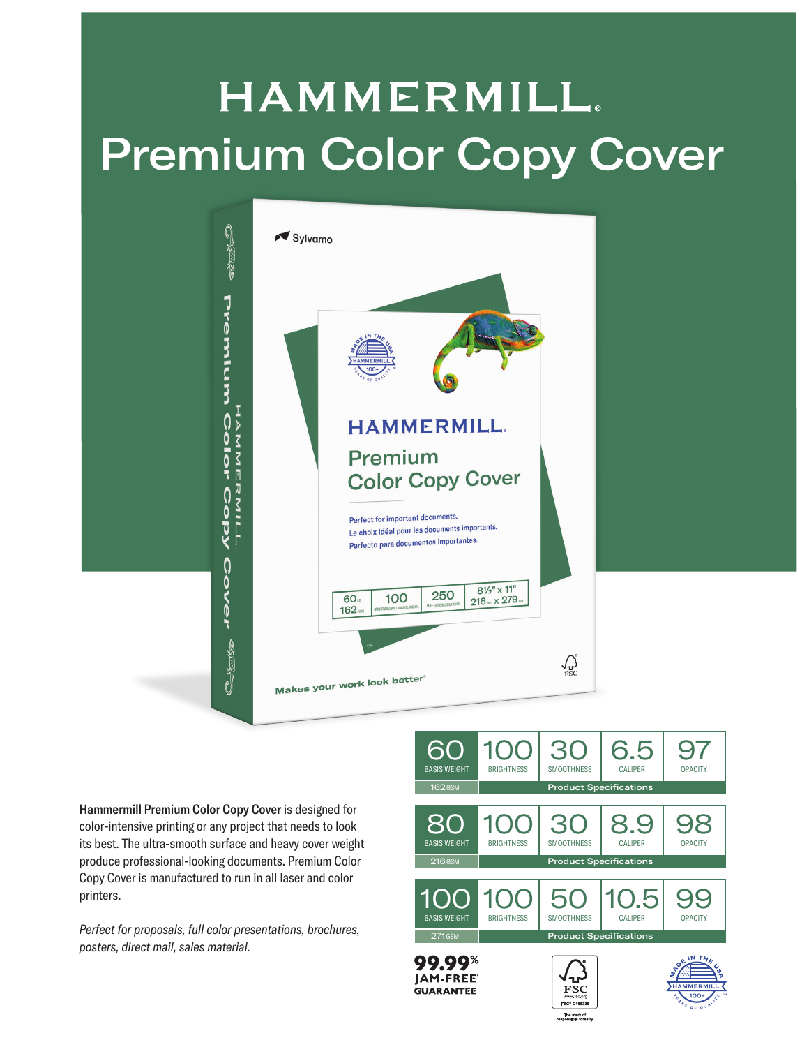# HAMMERMILL

# Premium Color Copy Cover

**Hammermill Premium Color Copy Cover** is designed for color-intensive printing or any project that needs to look its best. The ultra-smooth surface and heavy cover weight produce professional-looking documents. Premium Color Copy Cover is manufactured to run in all laser and color printers.

*Perfect for proposals, full color presentations, brochures, posters, direct mail, sales material.*

| Basis Weight | Brightness | Smoothness | Caliper | Opacity |
|---|---|---|---|---|
| 60 (162 GSM) | 100 | 30 | 6.5 | 97 |
| 80 (216 GSM) | 100 | 30 | 8.9 | 98 |
| 100 (271 GSM) | 100 | 50 | 10.5 | 99 |

Product Specifications

**99.99% JAM-FREE GUARANTEE**

FSC® C166338 — The mark of responsible forestry

MADE IN THE USA — HAMMERMILL 100+ YEARS OF QUALITY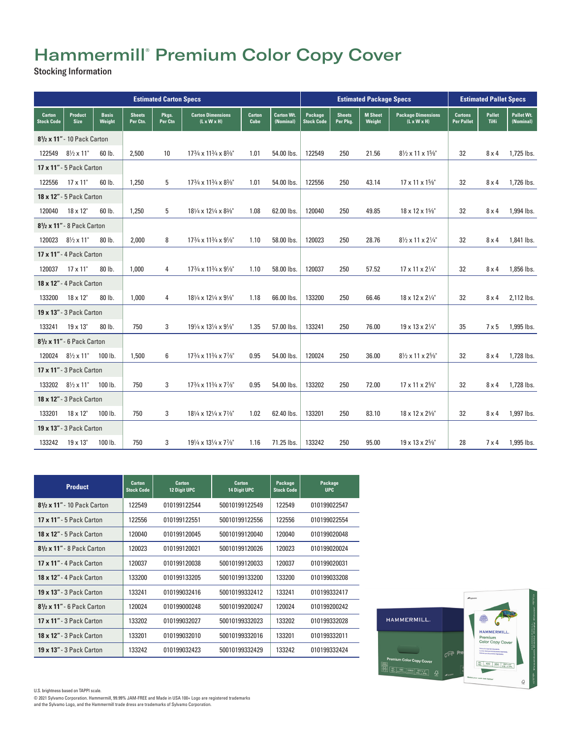# Hammermill® Premium Color Copy Cover

Stocking Information

| Estimated Carton Specs | | | | | | | | Estimated Package Specs | | | | | Estimated Pallet Specs | | |
|---|---|---|---|---|---|---|---|---|---|---|---|---|---|---|---|
| Carton Stock Code | Product Size | Basis Weight | Sheets Per Ctn. | Pkgs. Per Ctn | Carton Dimensions (L x W x H) | Carton Cube | Carton Wt. (Nominal) | Package Stock Code | Sheets Per Pkg. | M Sheet Weight | Package Dimensions (L x W x H) | Cartons Per Pallet | Pallet TiHi | Pallet Wt. (Nominal) |
| **8½ x 11"** - 10 Pack Carton | | | | | | | | | | | | | | |
| 122549 | 8½ x 11" | 60 lb. | 2,500 | 10 | 17¾ x 11¾ x 8⅜" | 1.01 | 54.00 lbs. | 122549 | 250 | 21.56 | 8½ x 11 x 1⅝" | 32 | 8 x 4 | 1,725 lbs. |
| **17 x 11"** - 5 Pack Carton | | | | | | | | | | | | | | |
| 122556 | 17 x 11" | 60 lb. | 1,250 | 5 | 17¾ x 11¾ x 8⅜" | 1.01 | 54.00 lbs. | 122556 | 250 | 43.14 | 17 x 11 x 1⅝" | 32 | 8 x 4 | 1,726 lbs. |
| **18 x 12"** - 5 Pack Carton | | | | | | | | | | | | | | |
| 120040 | 18 x 12" | 60 lb. | 1,250 | 5 | 18¼ x 12¼ x 8⅜" | 1.08 | 62.00 lbs. | 120040 | 250 | 49.85 | 18 x 12 x 1⅝" | 32 | 8 x 4 | 1,994 lbs. |
| **8½ x 11"** - 8 Pack Carton | | | | | | | | | | | | | | |
| 120023 | 8½ x 11" | 80 lb. | 2,000 | 8 | 17¾ x 11¾ x 9⅛" | 1.10 | 58.00 lbs. | 120023 | 250 | 28.76 | 8½ x 11 x 2¼" | 32 | 8 x 4 | 1,841 lbs. |
| **17 x 11"** - 4 Pack Carton | | | | | | | | | | | | | | |
| 120037 | 17 x 11" | 80 lb. | 1,000 | 4 | 17¾ x 11¾ x 9⅛" | 1.10 | 58.00 lbs. | 120037 | 250 | 57.52 | 17 x 11 x 2¼" | 32 | 8 x 4 | 1,856 lbs. |
| **18 x 12"** - 4 Pack Carton | | | | | | | | | | | | | | |
| 133200 | 18 x 12" | 80 lb. | 1,000 | 4 | 18¼ x 12¼ x 9⅛" | 1.18 | 66.00 lbs. | 133200 | 250 | 66.46 | 18 x 12 x 2¼" | 32 | 8 x 4 | 2,112 lbs. |
| **19 x 13"** - 3 Pack Carton | | | | | | | | | | | | | | |
| 133241 | 19 x 13" | 80 lb. | 750 | 3 | 19¼ x 13¼ x 9⅛" | 1.35 | 57.00 lbs. | 133241 | 250 | 76.00 | 19 x 13 x 2¼" | 35 | 7 x 5 | 1,995 lbs. |
| **8½ x 11"** - 6 Pack Carton | | | | | | | | | | | | | | |
| 120024 | 8½ x 11" | 100 lb. | 1,500 | 6 | 17¾ x 11¾ x 7⅞" | 0.95 | 54.00 lbs. | 120024 | 250 | 36.00 | 8½ x 11 x 2⅝" | 32 | 8 x 4 | 1,728 lbs. |
| **17 x 11"** - 3 Pack Carton | | | | | | | | | | | | | | |
| 133202 | 8½ x 11" | 100 lb. | 750 | 3 | 17¾ x 11¾ x 7⅞" | 0.95 | 54.00 lbs. | 133202 | 250 | 72.00 | 17 x 11 x 2⅝" | 32 | 8 x 4 | 1,728 lbs. |
| **18 x 12"** - 3 Pack Carton | | | | | | | | | | | | | | |
| 133201 | 18 x 12" | 100 lb. | 750 | 3 | 18¼ x 12¼ x 7⅞" | 1.02 | 62.40 lbs. | 133201 | 250 | 83.10 | 18 x 12 x 2⅝" | 32 | 8 x 4 | 1,997 lbs. |
| **19 x 13"** - 3 Pack Carton | | | | | | | | | | | | | | |
| 133242 | 19 x 13" | 100 lb. | 750 | 3 | 19¼ x 13¼ x 7⅞" | 1.16 | 71.25 lbs. | 133242 | 250 | 95.00 | 19 x 13 x 2⅝" | 28 | 7 x 4 | 1,995 lbs. |

| Product | Carton Stock Code | Carton 12 Digit UPC | Carton 14 Digit UPC | Package Stock Code | Package UPC |
|---|---|---|---|---|---|
| **8½ x 11"** - 10 Pack Carton | 122549 | 010199122544 | 50010199122549 | 122549 | 010199022547 |
| **17 x 11"** - 5 Pack Carton | 122556 | 010199122551 | 50010199122556 | 122556 | 010199022554 |
| **18 x 12"** - 5 Pack Carton | 120040 | 010199120045 | 50010199120040 | 120040 | 010199020048 |
| **8½ x 11"** - 8 Pack Carton | 120023 | 010199120021 | 50010199120026 | 120023 | 010199020024 |
| **17 x 11"** - 4 Pack Carton | 120037 | 010199120038 | 50010199120033 | 120037 | 010199020031 |
| **18 x 12"** - 4 Pack Carton | 133200 | 010199133205 | 50010199133200 | 133200 | 010199033208 |
| **19 x 13"** - 3 Pack Carton | 133241 | 010199032416 | 50010199332412 | 133241 | 010199332417 |
| **8½ x 11"** - 6 Pack Carton | 120024 | 010199000248 | 50010199200247 | 120024 | 010199200242 |
| **17 x 11"** - 3 Pack Carton | 133202 | 010199032027 | 50010199332023 | 133202 | 010199332028 |
| **18 x 12"** - 3 Pack Carton | 133201 | 010199032010 | 50010199332016 | 133201 | 010199332011 |
| **19 x 13"** - 3 Pack Carton | 133242 | 010199032423 | 50010199332429 | 133242 | 010199332424 |

U.S. brightness based on TAPPI scale.

© 2021 Sylvamo Corporation. Hammermill, 99.99% JAM-FREE and Made in USA 100+ Logo are registered trademarks and the Sylvamo Logo, and the Hammermill trade dress are trademarks of Sylvamo Corporation.